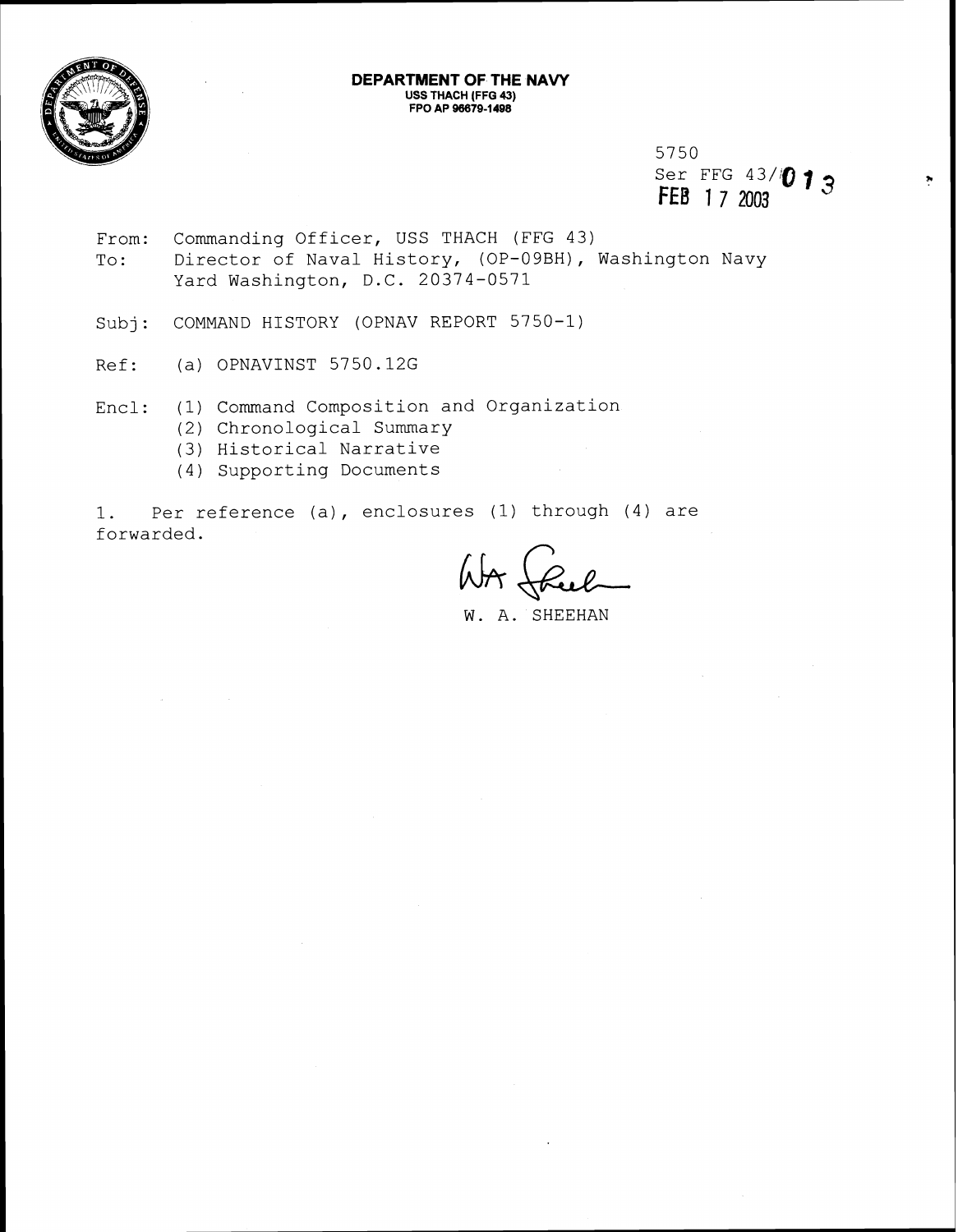**DEPARTMENT OF THE NAVY**
**USS THACH (FFG 43)**
**FPO AP 96679-1498**

5750
Ser FFG 43/013
FEB 17 2003

From: Commanding Officer, USS THACH (FFG 43)
To: Director of Naval History, (OP-09BH), Washington Navy Yard Washington, D.C. 20374-0571

Subj: COMMAND HISTORY (OPNAV REPORT 5750-1)

Ref: (a) OPNAVINST 5750.12G

Encl: (1) Command Composition and Organization
(2) Chronological Summary
(3) Historical Narrative
(4) Supporting Documents

1. Per reference (a), enclosures (1) through (4) are forwarded.

W. A. SHEEHAN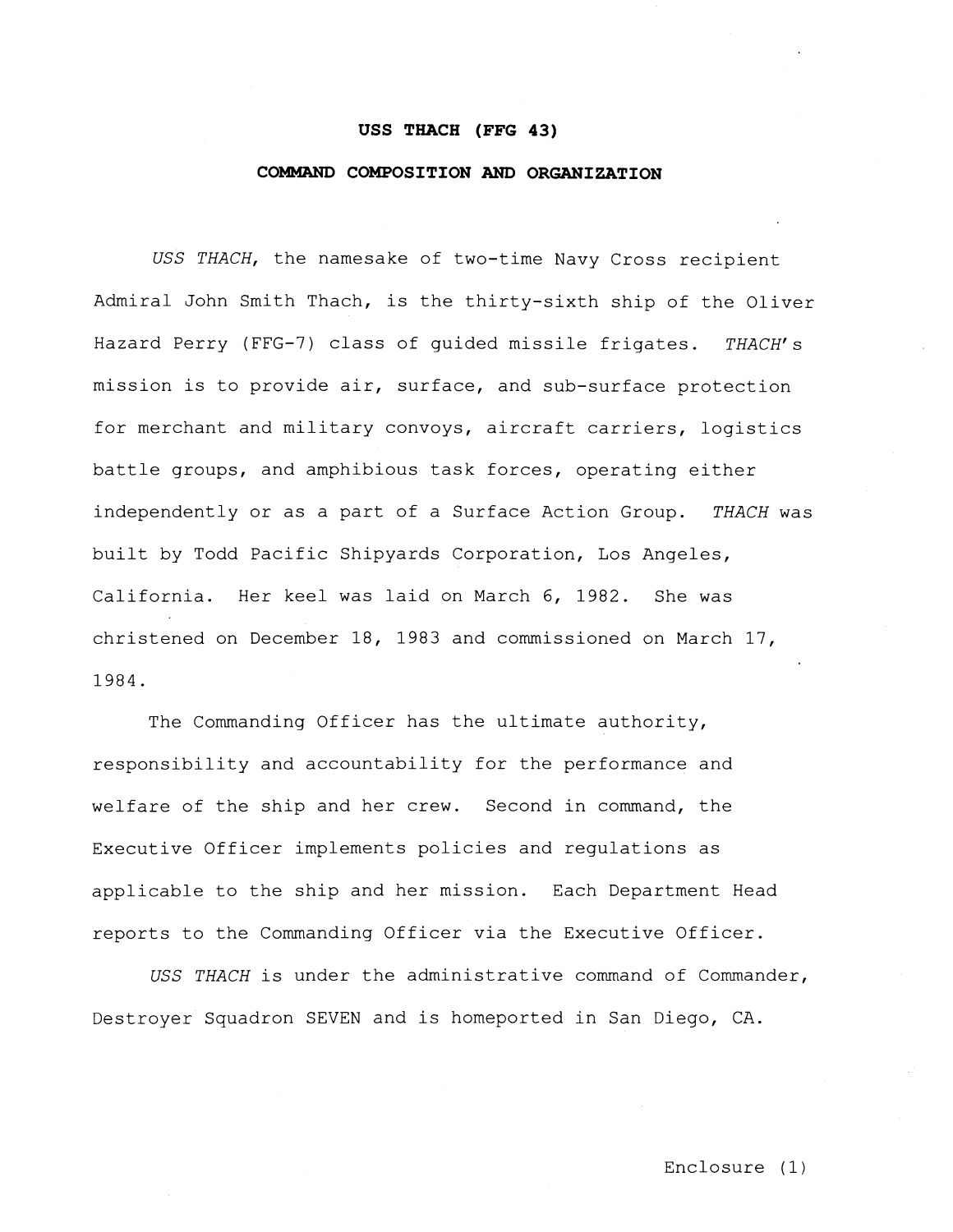# USS THACH (FFG 43)

## COMMAND COMPOSITION AND ORGANIZATION

*USS THACH*, the namesake of two-time Navy Cross recipient Admiral John Smith Thach, is the thirty-sixth ship of the Oliver Hazard Perry (FFG-7) class of guided missile frigates. *THACH's* mission is to provide air, surface, and sub-surface protection for merchant and military convoys, aircraft carriers, logistics battle groups, and amphibious task forces, operating either independently or as a part of a Surface Action Group. *THACH* was built by Todd Pacific Shipyards Corporation, Los Angeles, California. Her keel was laid on March 6, 1982. She was christened on December 18, 1983 and commissioned on March 17, 1984.

The Commanding Officer has the ultimate authority, responsibility and accountability for the performance and welfare of the ship and her crew. Second in command, the Executive Officer implements policies and regulations as applicable to the ship and her mission. Each Department Head reports to the Commanding Officer via the Executive Officer.

*USS THACH* is under the administrative command of Commander, Destroyer Squadron SEVEN and is homeported in San Diego, CA.

Enclosure (1)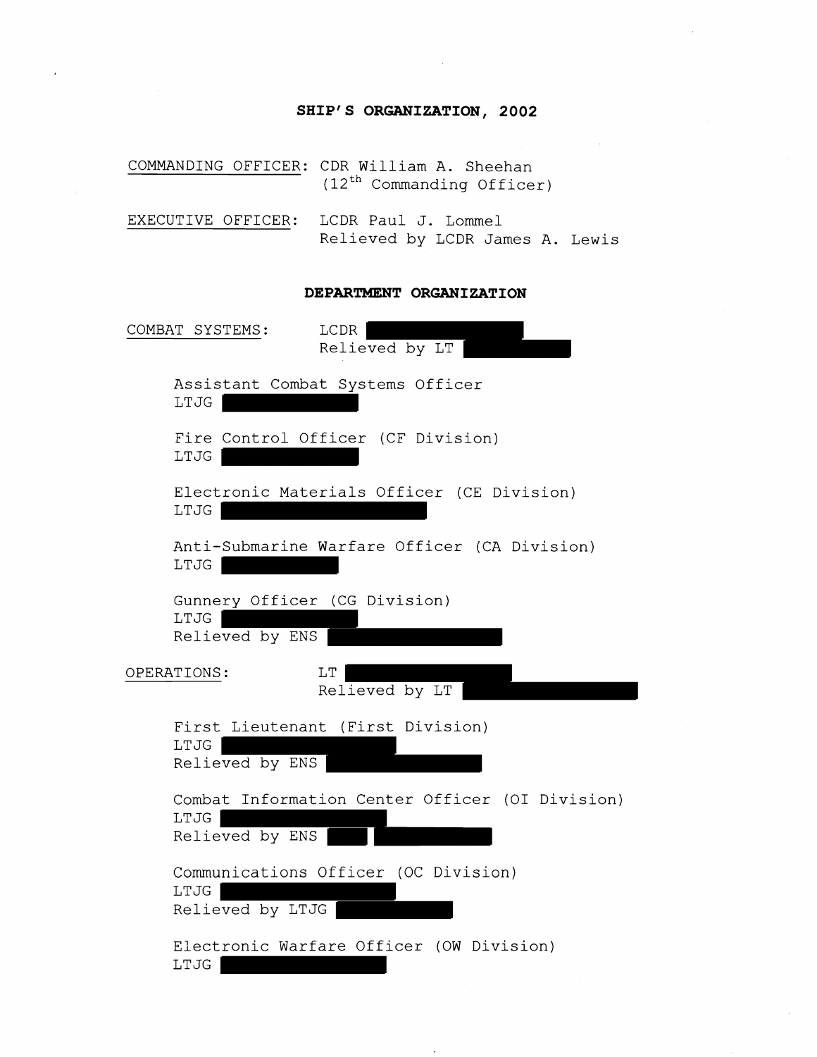## SHIP'S ORGANIZATION, 2002

COMMANDING OFFICER: CDR William A. Sheehan
(12th Commanding Officer)

EXECUTIVE OFFICER: LCDR Paul J. Lommel
Relieved by LCDR James A. Lewis

### DEPARTMENT ORGANIZATION

COMBAT SYSTEMS: LCDR [REDACTED]
Relieved by LT [REDACTED]

Assistant Combat Systems Officer
LTJG [REDACTED]

Fire Control Officer (CF Division)
LTJG [REDACTED]

Electronic Materials Officer (CE Division)
LTJG [REDACTED]

Anti-Submarine Warfare Officer (CA Division)
LTJG [REDACTED]

Gunnery Officer (CG Division)
LTJG [REDACTED]
Relieved by ENS [REDACTED]

OPERATIONS: LT [REDACTED]
Relieved by LT [REDACTED]

First Lieutenant (First Division)
LTJG [REDACTED]
Relieved by ENS [REDACTED]

Combat Information Center Officer (OI Division)
LTJG [REDACTED]
Relieved by ENS [REDACTED] [REDACTED]

Communications Officer (OC Division)
LTJG [REDACTED]
Relieved by LTJG [REDACTED]

Electronic Warfare Officer (OW Division)
LTJG [REDACTED]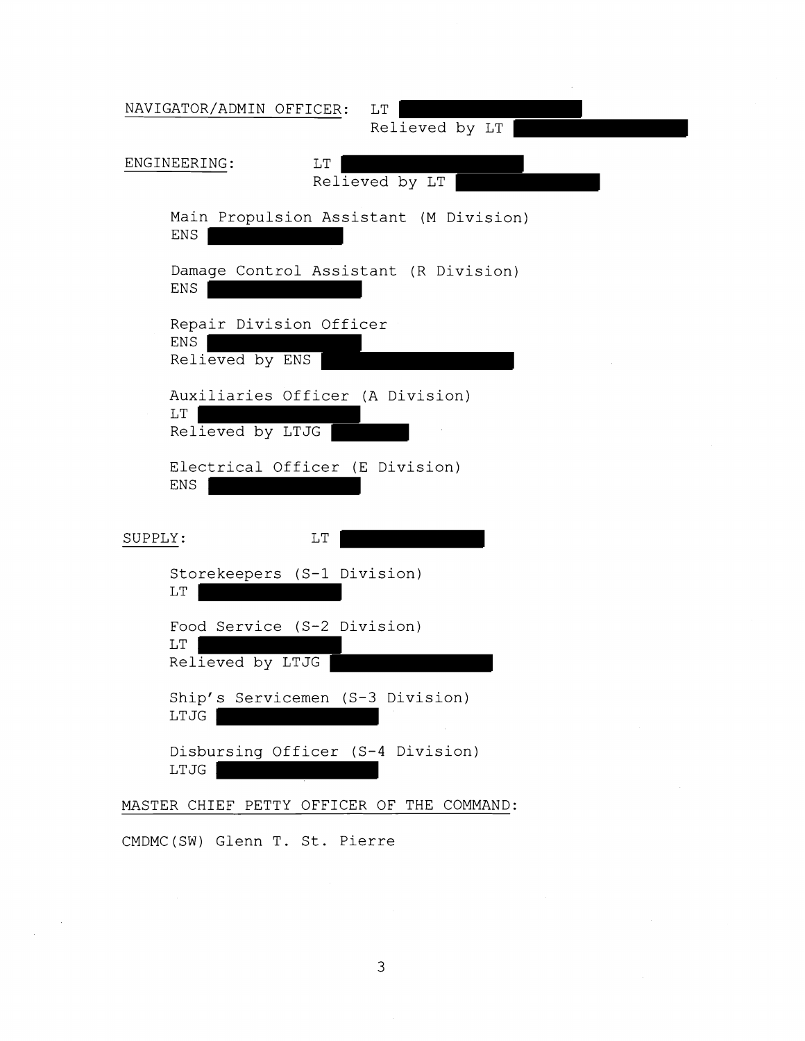NAVIGATOR/ADMIN OFFICER: LT [REDACTED]
Relieved by LT [REDACTED]

ENGINEERING: LT [REDACTED]
Relieved by LT [REDACTED]

Main Propulsion Assistant (M Division)
ENS [REDACTED]

Damage Control Assistant (R Division)
ENS [REDACTED]

Repair Division Officer
ENS [REDACTED]
Relieved by ENS [REDACTED]

Auxiliaries Officer (A Division)
LT [REDACTED]
Relieved by LTJG [REDACTED]

Electrical Officer (E Division)
ENS [REDACTED]

SUPPLY: LT [REDACTED]

Storekeepers (S-1 Division)
LT [REDACTED]

Food Service (S-2 Division)
LT [REDACTED]
Relieved by LTJG [REDACTED]

Ship's Servicemen (S-3 Division)
LTJG [REDACTED]

Disbursing Officer (S-4 Division)
LTJG [REDACTED]

MASTER CHIEF PETTY OFFICER OF THE COMMAND:

CMDMC(SW) Glenn T. St. Pierre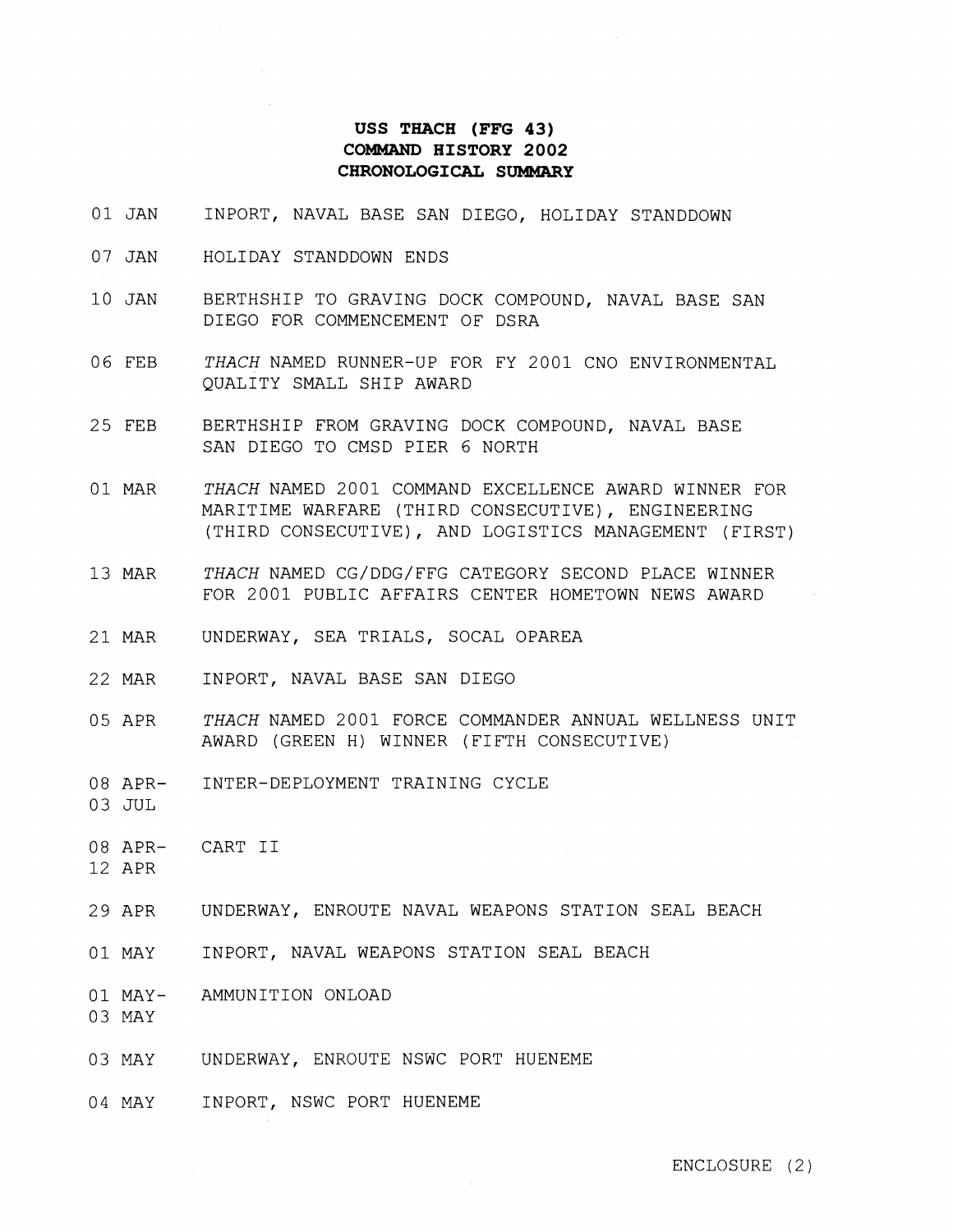**USS THACH (FFG 43)**
**COMMAND HISTORY 2002**
**CHRONOLOGICAL SUMMARY**

| Date | Event |
|---|---|
| 01 JAN | INPORT, NAVAL BASE SAN DIEGO, HOLIDAY STANDDOWN |
| 07 JAN | HOLIDAY STANDDOWN ENDS |
| 10 JAN | BERTHSHIP TO GRAVING DOCK COMPOUND, NAVAL BASE SAN DIEGO FOR COMMENCEMENT OF DSRA |
| 06 FEB | *THACH* NAMED RUNNER-UP FOR FY 2001 CNO ENVIRONMENTAL QUALITY SMALL SHIP AWARD |
| 25 FEB | BERTHSHIP FROM GRAVING DOCK COMPOUND, NAVAL BASE SAN DIEGO TO CMSD PIER 6 NORTH |
| 01 MAR | *THACH* NAMED 2001 COMMAND EXCELLENCE AWARD WINNER FOR MARITIME WARFARE (THIRD CONSECUTIVE), ENGINEERING (THIRD CONSECUTIVE), AND LOGISTICS MANAGEMENT (FIRST) |
| 13 MAR | *THACH* NAMED CG/DDG/FFG CATEGORY SECOND PLACE WINNER FOR 2001 PUBLIC AFFAIRS CENTER HOMETOWN NEWS AWARD |
| 21 MAR | UNDERWAY, SEA TRIALS, SOCAL OPAREA |
| 22 MAR | INPORT, NAVAL BASE SAN DIEGO |
| 05 APR | *THACH* NAMED 2001 FORCE COMMANDER ANNUAL WELLNESS UNIT AWARD (GREEN H) WINNER (FIFTH CONSECUTIVE) |
| 08 APR- 03 JUL | INTER-DEPLOYMENT TRAINING CYCLE |
| 08 APR- 12 APR | CART II |
| 29 APR | UNDERWAY, ENROUTE NAVAL WEAPONS STATION SEAL BEACH |
| 01 MAY | INPORT, NAVAL WEAPONS STATION SEAL BEACH |
| 01 MAY- 03 MAY | AMMUNITION ONLOAD |
| 03 MAY | UNDERWAY, ENROUTE NSWC PORT HUENEME |
| 04 MAY | INPORT, NSWC PORT HUENEME |

ENCLOSURE (2)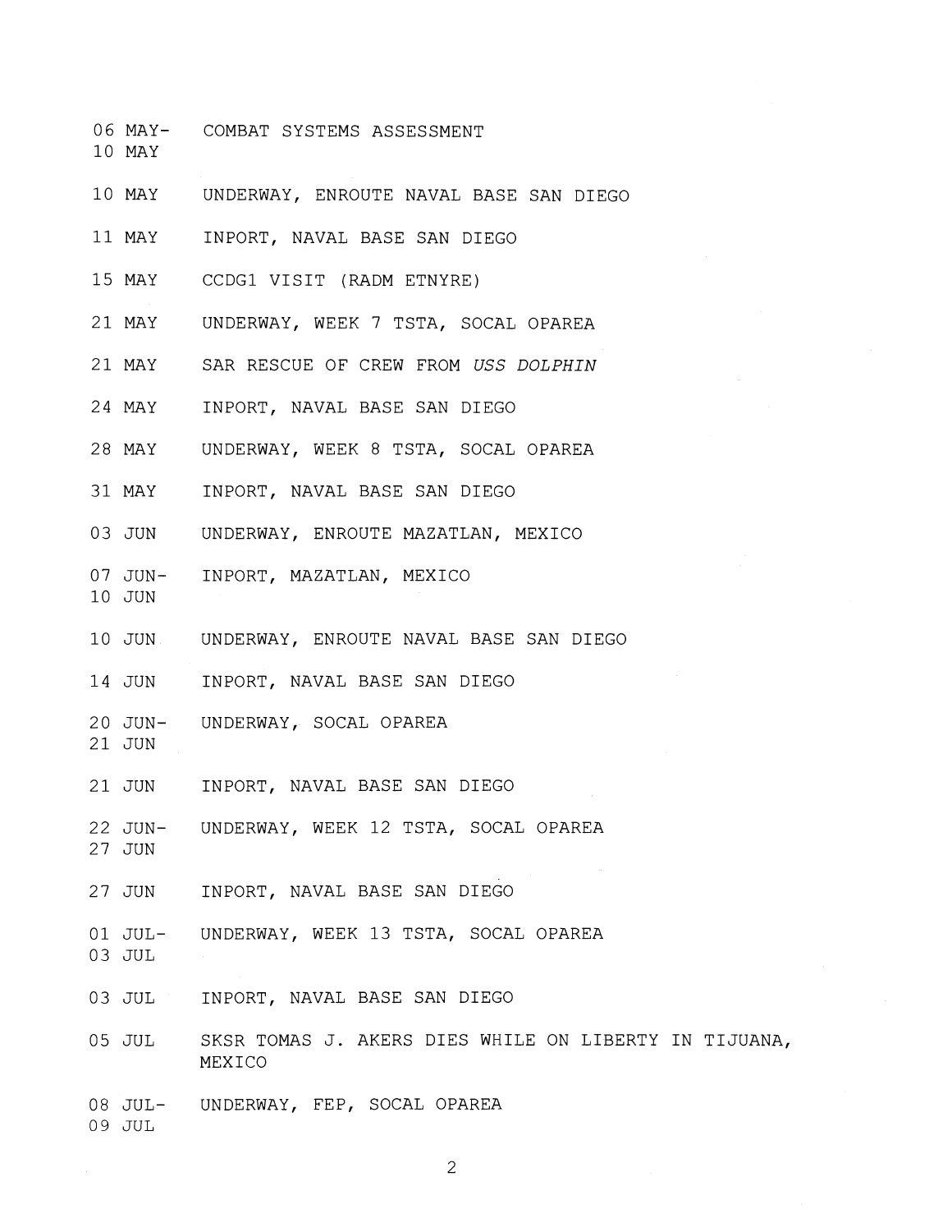| Date | Event |
|---|---|
| 06 MAY- 10 MAY | COMBAT SYSTEMS ASSESSMENT |
| 10 MAY | UNDERWAY, ENROUTE NAVAL BASE SAN DIEGO |
| 11 MAY | INPORT, NAVAL BASE SAN DIEGO |
| 15 MAY | CCDG1 VISIT (RADM ETNYRE) |
| 21 MAY | UNDERWAY, WEEK 7 TSTA, SOCAL OPAREA |
| 21 MAY | SAR RESCUE OF CREW FROM *USS DOLPHIN* |
| 24 MAY | INPORT, NAVAL BASE SAN DIEGO |
| 28 MAY | UNDERWAY, WEEK 8 TSTA, SOCAL OPAREA |
| 31 MAY | INPORT, NAVAL BASE SAN DIEGO |
| 03 JUN | UNDERWAY, ENROUTE MAZATLAN, MEXICO |
| 07 JUN- 10 JUN | INPORT, MAZATLAN, MEXICO |
| 10 JUN | UNDERWAY, ENROUTE NAVAL BASE SAN DIEGO |
| 14 JUN | INPORT, NAVAL BASE SAN DIEGO |
| 20 JUN- 21 JUN | UNDERWAY, SOCAL OPAREA |
| 21 JUN | INPORT, NAVAL BASE SAN DIEGO |
| 22 JUN- 27 JUN | UNDERWAY, WEEK 12 TSTA, SOCAL OPAREA |
| 27 JUN | INPORT, NAVAL BASE SAN DIEGO |
| 01 JUL- 03 JUL | UNDERWAY, WEEK 13 TSTA, SOCAL OPAREA |
| 03 JUL | INPORT, NAVAL BASE SAN DIEGO |
| 05 JUL | SKSR TOMAS J. AKERS DIES WHILE ON LIBERTY IN TIJUANA, MEXICO |
| 08 JUL- 09 JUL | UNDERWAY, FEP, SOCAL OPAREA |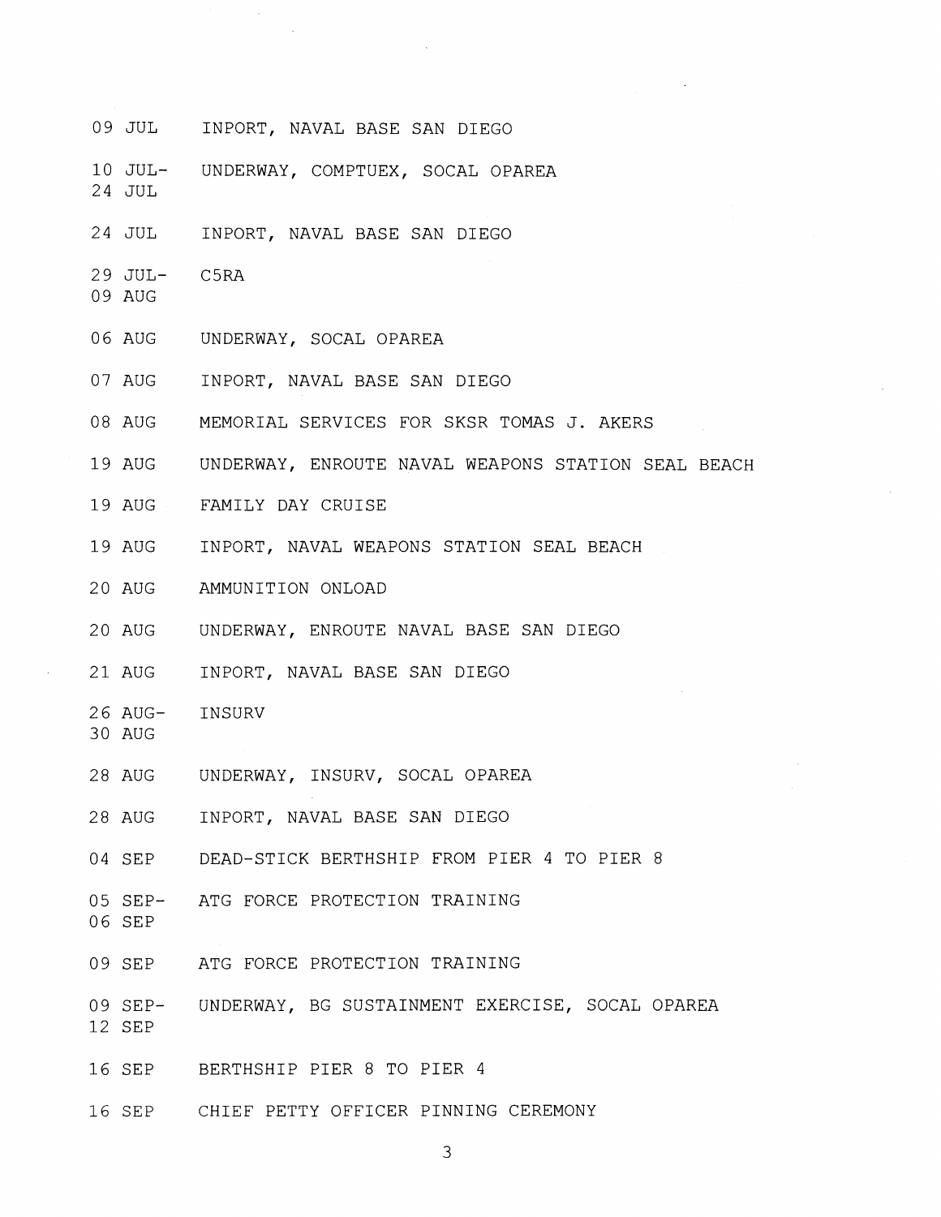| | |
|---|---|
| 09 JUL | INPORT, NAVAL BASE SAN DIEGO |
| 10 JUL-24 JUL | UNDERWAY, COMPTUEX, SOCAL OPAREA |
| 24 JUL | INPORT, NAVAL BASE SAN DIEGO |
| 29 JUL-09 AUG | C5RA |
| 06 AUG | UNDERWAY, SOCAL OPAREA |
| 07 AUG | INPORT, NAVAL BASE SAN DIEGO |
| 08 AUG | MEMORIAL SERVICES FOR SKSR TOMAS J. AKERS |
| 19 AUG | UNDERWAY, ENROUTE NAVAL WEAPONS STATION SEAL BEACH |
| 19 AUG | FAMILY DAY CRUISE |
| 19 AUG | INPORT, NAVAL WEAPONS STATION SEAL BEACH |
| 20 AUG | AMMUNITION ONLOAD |
| 20 AUG | UNDERWAY, ENROUTE NAVAL BASE SAN DIEGO |
| 21 AUG | INPORT, NAVAL BASE SAN DIEGO |
| 26 AUG-30 AUG | INSURV |
| 28 AUG | UNDERWAY, INSURV, SOCAL OPAREA |
| 28 AUG | INPORT, NAVAL BASE SAN DIEGO |
| 04 SEP | DEAD-STICK BERTHSHIP FROM PIER 4 TO PIER 8 |
| 05 SEP-06 SEP | ATG FORCE PROTECTION TRAINING |
| 09 SEP | ATG FORCE PROTECTION TRAINING |
| 09 SEP-12 SEP | UNDERWAY, BG SUSTAINMENT EXERCISE, SOCAL OPAREA |
| 16 SEP | BERTHSHIP PIER 8 TO PIER 4 |
| 16 SEP | CHIEF PETTY OFFICER PINNING CEREMONY |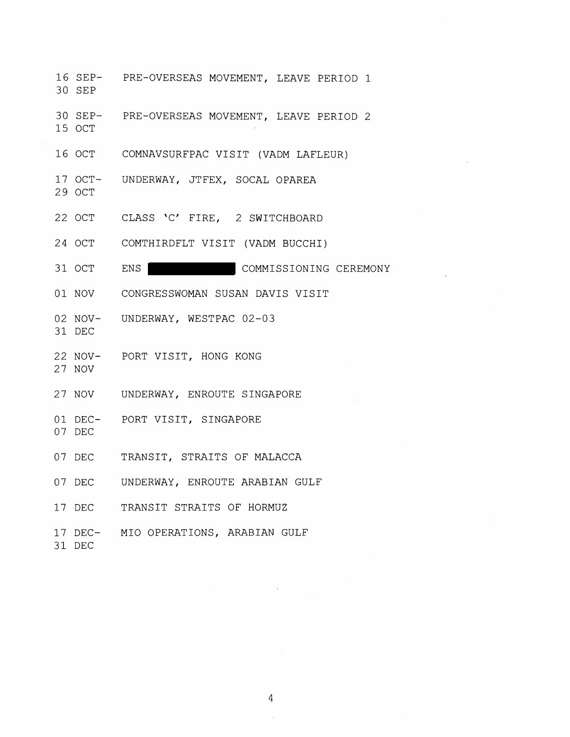| | |
|---|---|
| 16 SEP- 30 SEP | PRE-OVERSEAS MOVEMENT, LEAVE PERIOD 1 |
| 30 SEP- 15 OCT | PRE-OVERSEAS MOVEMENT, LEAVE PERIOD 2 |
| 16 OCT | COMNAVSURFPAC VISIT (VADM LAFLEUR) |
| 17 OCT- 29 OCT | UNDERWAY, JTFEX, SOCAL OPAREA |
| 22 OCT | CLASS 'C' FIRE, 2 SWITCHBOARD |
| 24 OCT | COMTHIRDFLT VISIT (VADM BUCCHI) |
| 31 OCT | ENS ██████████ COMMISSIONING CEREMONY |
| 01 NOV | CONGRESSWOMAN SUSAN DAVIS VISIT |
| 02 NOV- 31 DEC | UNDERWAY, WESTPAC 02-03 |
| 22 NOV- 27 NOV | PORT VISIT, HONG KONG |
| 27 NOV | UNDERWAY, ENROUTE SINGAPORE |
| 01 DEC- 07 DEC | PORT VISIT, SINGAPORE |
| 07 DEC | TRANSIT, STRAITS OF MALACCA |
| 07 DEC | UNDERWAY, ENROUTE ARABIAN GULF |
| 17 DEC | TRANSIT STRAITS OF HORMUZ |
| 17 DEC- 31 DEC | MIO OPERATIONS, ARABIAN GULF |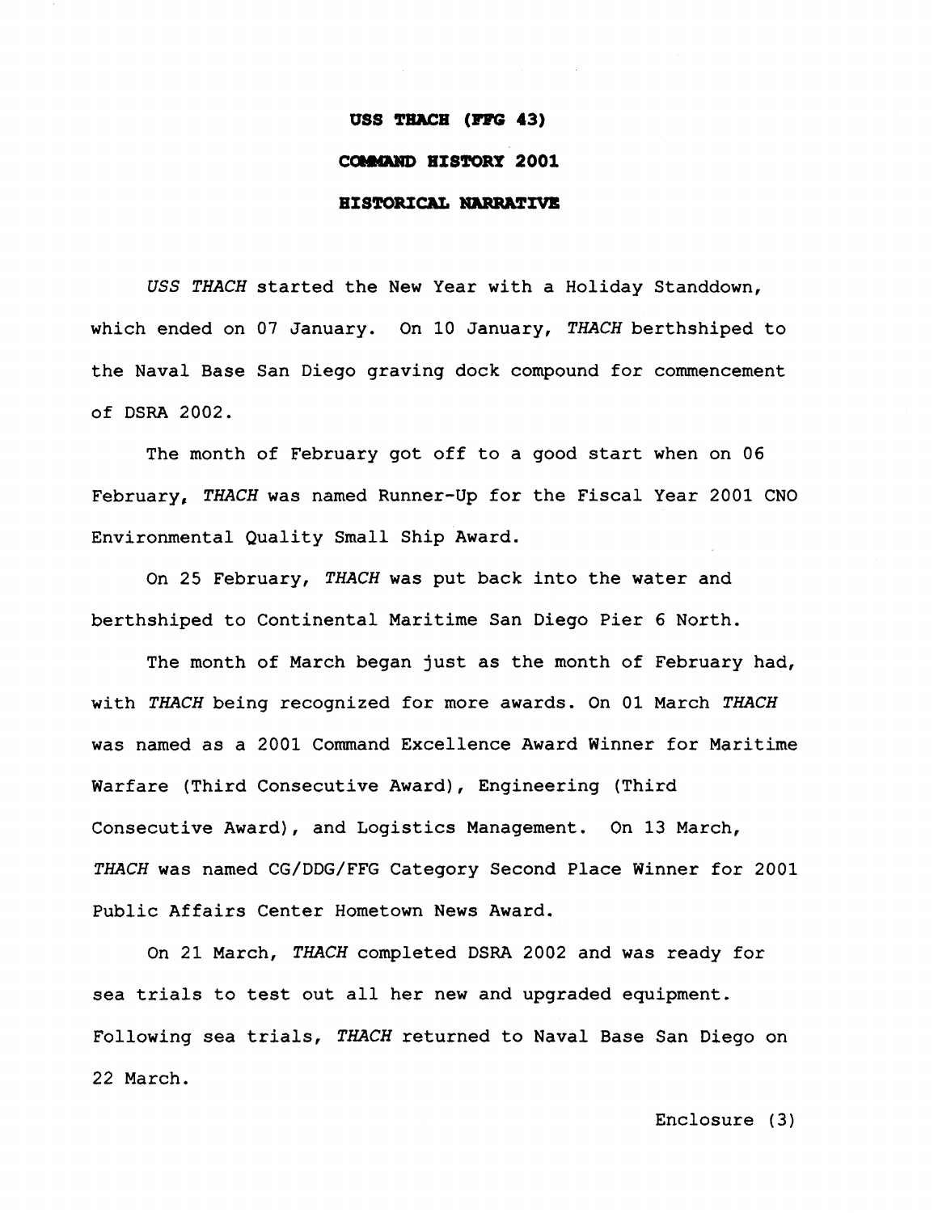**USS THACH (FFG 43)**

**COMMAND HISTORY 2001**

**HISTORICAL NARRATIVE**

*USS THACH* started the New Year with a Holiday Standdown, which ended on 07 January. On 10 January, *THACH* berthshiped to the Naval Base San Diego graving dock compound for commencement of DSRA 2002.

The month of February got off to a good start when on 06 February, *THACH* was named Runner-Up for the Fiscal Year 2001 CNO Environmental Quality Small Ship Award.

On 25 February, *THACH* was put back into the water and berthshiped to Continental Maritime San Diego Pier 6 North.

The month of March began just as the month of February had, with *THACH* being recognized for more awards. On 01 March *THACH* was named as a 2001 Command Excellence Award Winner for Maritime Warfare (Third Consecutive Award), Engineering (Third Consecutive Award), and Logistics Management. On 13 March, *THACH* was named CG/DDG/FFG Category Second Place Winner for 2001 Public Affairs Center Hometown News Award.

On 21 March, *THACH* completed DSRA 2002 and was ready for sea trials to test out all her new and upgraded equipment. Following sea trials, *THACH* returned to Naval Base San Diego on 22 March.

Enclosure (3)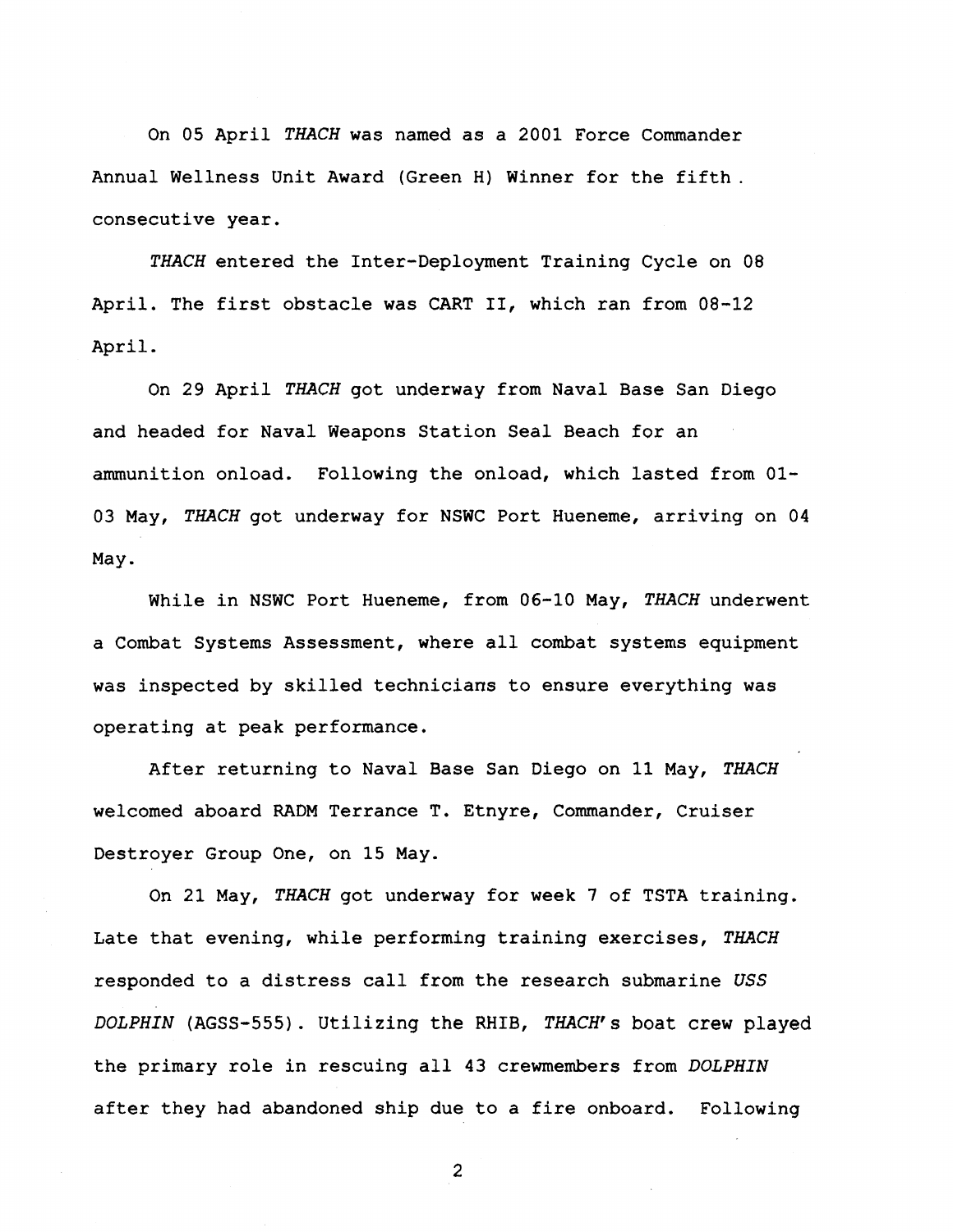On 05 April *THACH* was named as a 2001 Force Commander Annual Wellness Unit Award (Green H) Winner for the fifth consecutive year.

*THACH* entered the Inter-Deployment Training Cycle on 08 April. The first obstacle was CART II, which ran from 08-12 April.

On 29 April *THACH* got underway from Naval Base San Diego and headed for Naval Weapons Station Seal Beach for an ammunition onload. Following the onload, which lasted from 01-03 May, *THACH* got underway for NSWC Port Hueneme, arriving on 04 May.

While in NSWC Port Hueneme, from 06-10 May, *THACH* underwent a Combat Systems Assessment, where all combat systems equipment was inspected by skilled technicians to ensure everything was operating at peak performance.

After returning to Naval Base San Diego on 11 May, *THACH* welcomed aboard RADM Terrance T. Etnyre, Commander, Cruiser Destroyer Group One, on 15 May.

On 21 May, *THACH* got underway for week 7 of TSTA training. Late that evening, while performing training exercises, *THACH* responded to a distress call from the research submarine *USS DOLPHIN* (AGSS-555). Utilizing the RHIB, *THACH*'s boat crew played the primary role in rescuing all 43 crewmembers from *DOLPHIN* after they had abandoned ship due to a fire onboard. Following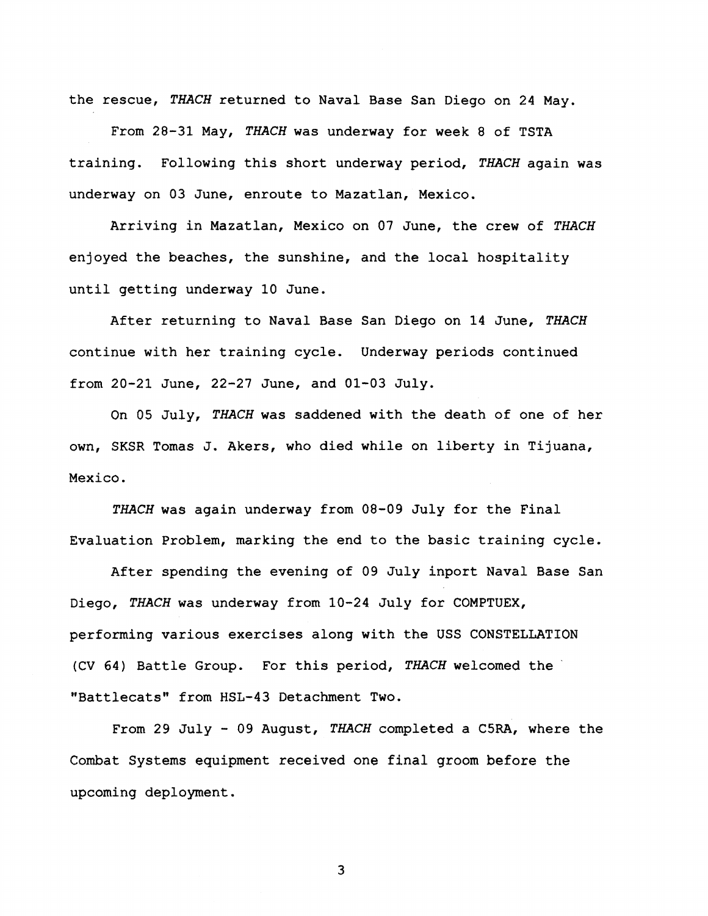the rescue, *THACH* returned to Naval Base San Diego on 24 May.

From 28-31 May, *THACH* was underway for week 8 of TSTA training. Following this short underway period, *THACH* again was underway on 03 June, enroute to Mazatlan, Mexico.

Arriving in Mazatlan, Mexico on 07 June, the crew of *THACH* enjoyed the beaches, the sunshine, and the local hospitality until getting underway 10 June.

After returning to Naval Base San Diego on 14 June, *THACH* continue with her training cycle. Underway periods continued from 20-21 June, 22-27 June, and 01-03 July.

On 05 July, *THACH* was saddened with the death of one of her own, SKSR Tomas J. Akers, who died while on liberty in Tijuana, Mexico.

*THACH* was again underway from 08-09 July for the Final Evaluation Problem, marking the end to the basic training cycle.

After spending the evening of 09 July inport Naval Base San Diego, *THACH* was underway from 10-24 July for COMPTUEX, performing various exercises along with the USS CONSTELLATION (CV 64) Battle Group. For this period, *THACH* welcomed the "Battlecats" from HSL-43 Detachment Two.

From 29 July - 09 August, *THACH* completed a C5RA, where the Combat Systems equipment received one final groom before the upcoming deployment.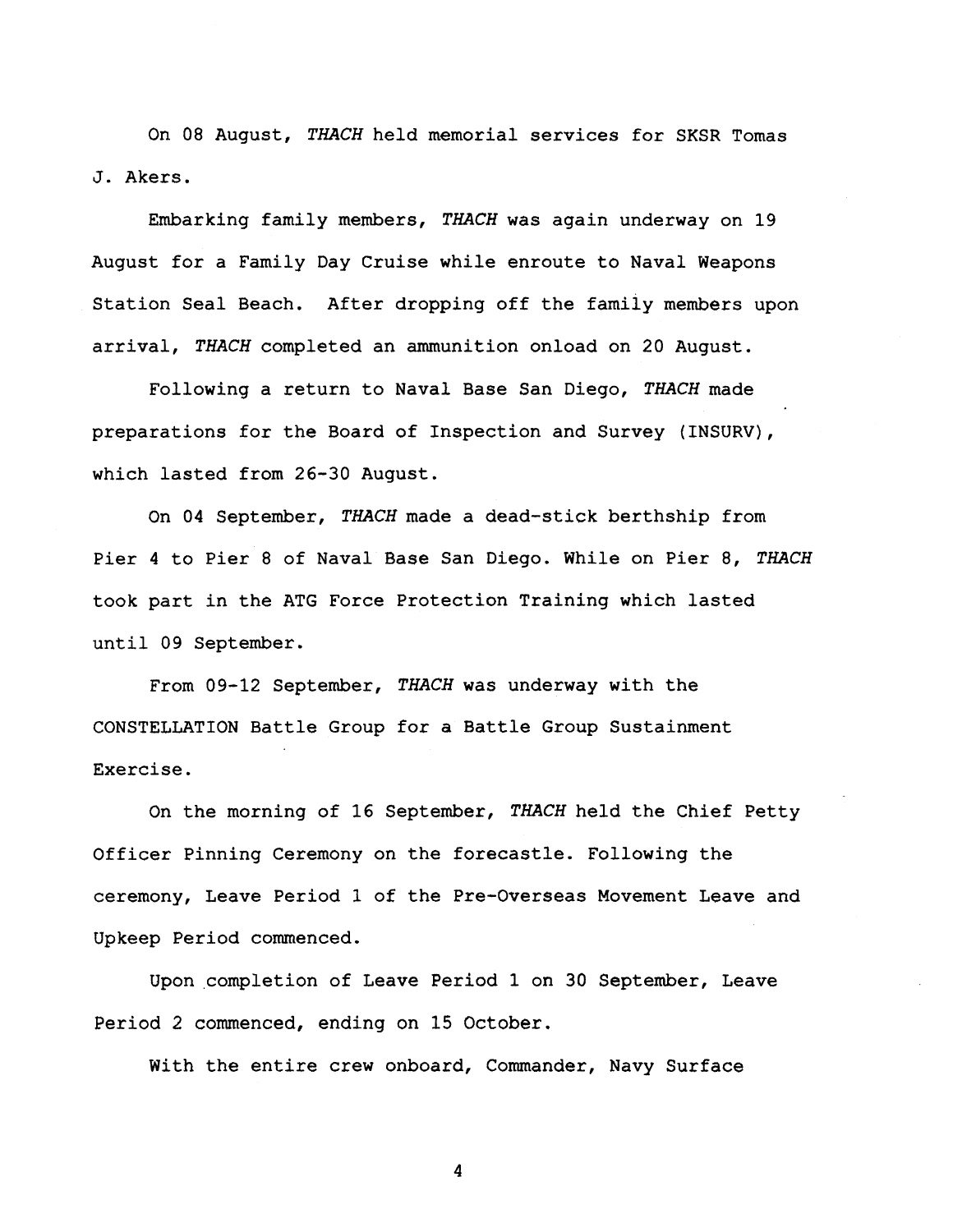On 08 August, *THACH* held memorial services for SKSR Tomas J. Akers.

Embarking family members, *THACH* was again underway on 19 August for a Family Day Cruise while enroute to Naval Weapons Station Seal Beach. After dropping off the family members upon arrival, *THACH* completed an ammunition onload on 20 August.

Following a return to Naval Base San Diego, *THACH* made preparations for the Board of Inspection and Survey (INSURV), which lasted from 26-30 August.

On 04 September, *THACH* made a dead-stick berthship from Pier 4 to Pier 8 of Naval Base San Diego. While on Pier 8, *THACH* took part in the ATG Force Protection Training which lasted until 09 September.

From 09-12 September, *THACH* was underway with the CONSTELLATION Battle Group for a Battle Group Sustainment Exercise.

On the morning of 16 September, *THACH* held the Chief Petty Officer Pinning Ceremony on the forecastle. Following the ceremony, Leave Period 1 of the Pre-Overseas Movement Leave and Upkeep Period commenced.

Upon completion of Leave Period 1 on 30 September, Leave Period 2 commenced, ending on 15 October.

With the entire crew onboard, Commander, Navy Surface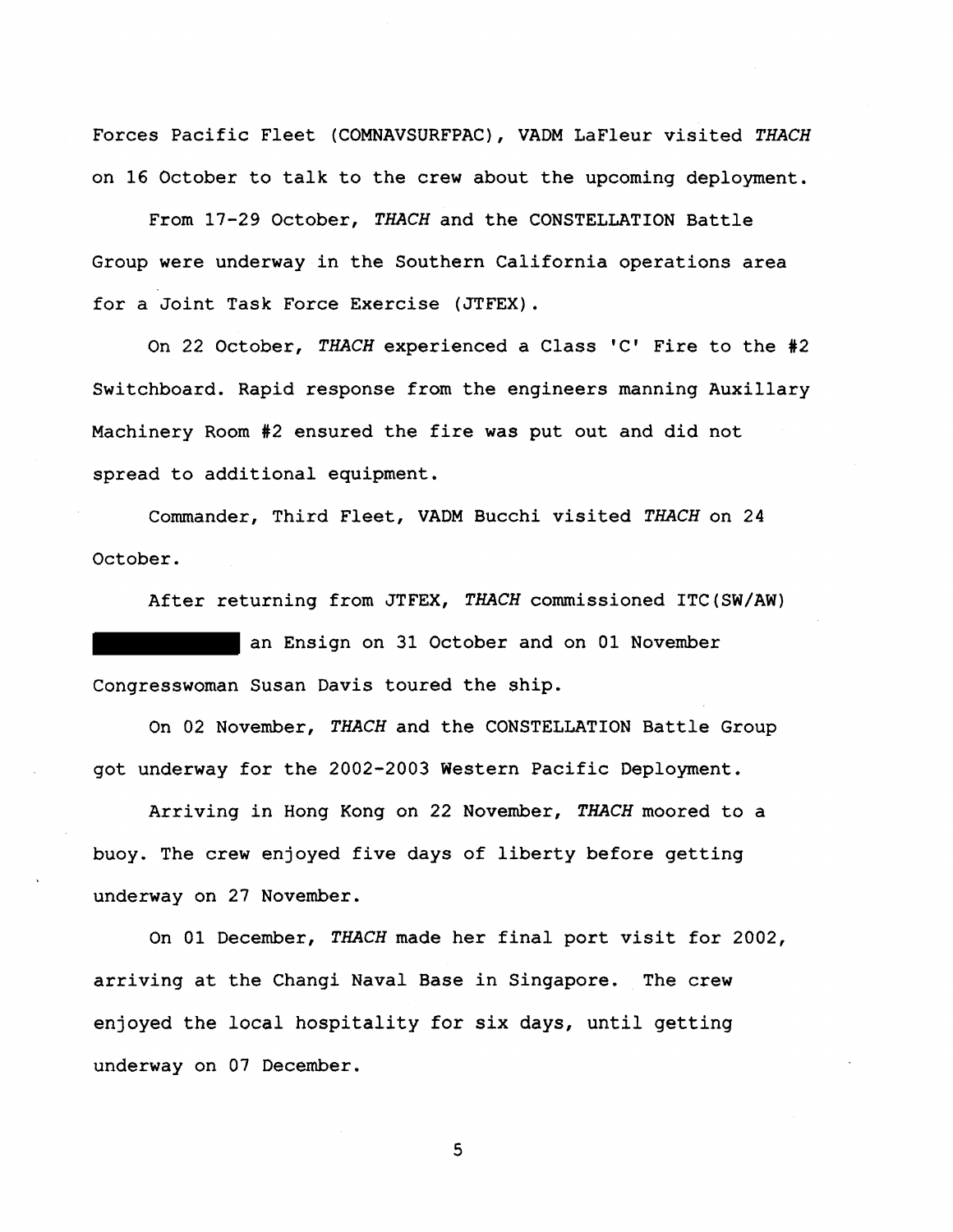Forces Pacific Fleet (COMNAVSURFPAC), VADM LaFleur visited *THACH* on 16 October to talk to the crew about the upcoming deployment.

From 17-29 October, *THACH* and the CONSTELLATION Battle Group were underway in the Southern California operations area for a Joint Task Force Exercise (JTFEX).

On 22 October, *THACH* experienced a Class 'C' Fire to the #2 Switchboard. Rapid response from the engineers manning Auxillary Machinery Room #2 ensured the fire was put out and did not spread to additional equipment.

Commander, Third Fleet, VADM Bucchi visited *THACH* on 24 October.

After returning from JTFEX, *THACH* commissioned ITC(SW/AW) ██████████ an Ensign on 31 October and on 01 November Congresswoman Susan Davis toured the ship.

On 02 November, *THACH* and the CONSTELLATION Battle Group got underway for the 2002-2003 Western Pacific Deployment.

Arriving in Hong Kong on 22 November, *THACH* moored to a buoy. The crew enjoyed five days of liberty before getting underway on 27 November.

On 01 December, *THACH* made her final port visit for 2002, arriving at the Changi Naval Base in Singapore. The crew enjoyed the local hospitality for six days, until getting underway on 07 December.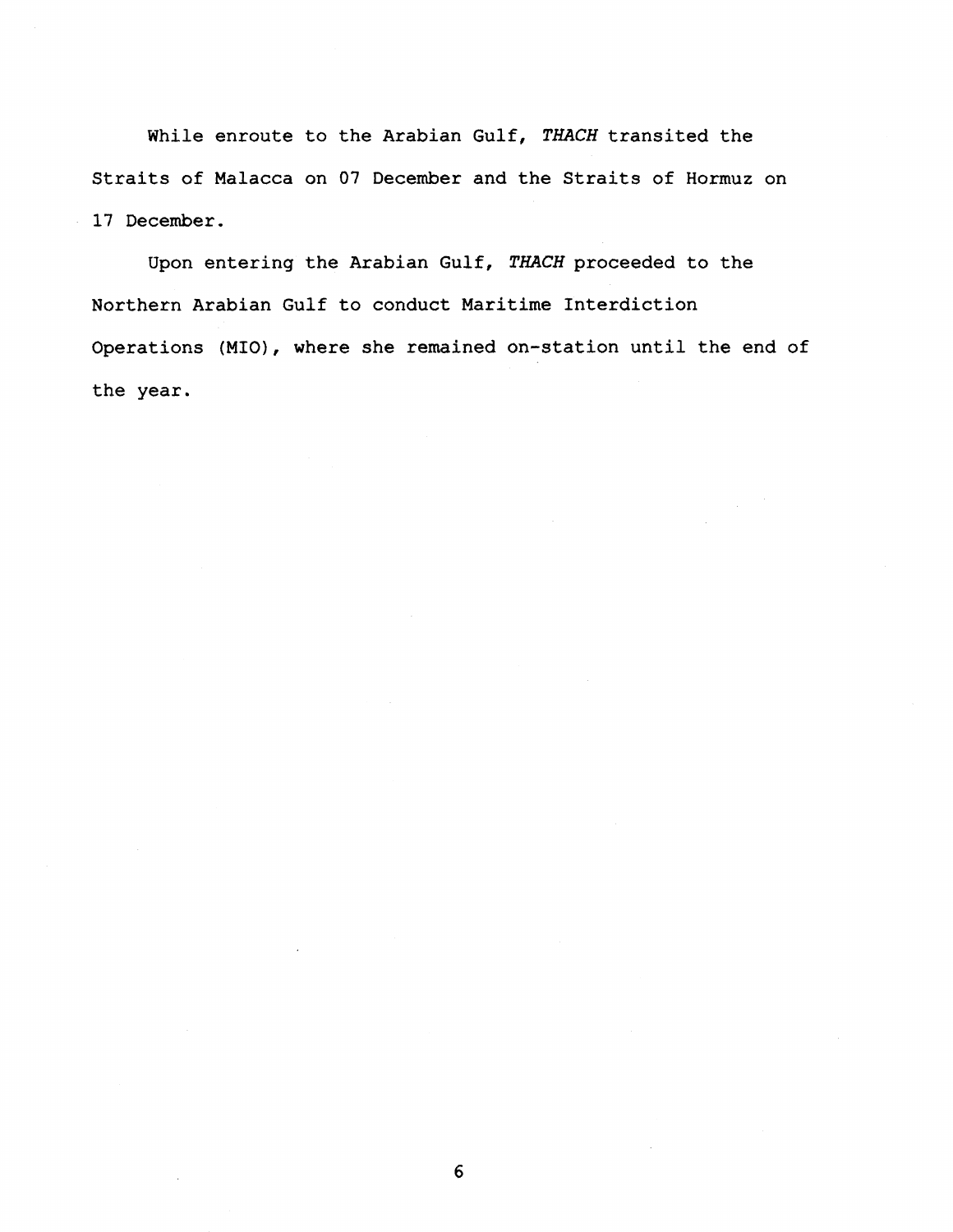While enroute to the Arabian Gulf, *THACH* transited the Straits of Malacca on 07 December and the Straits of Hormuz on 17 December.

Upon entering the Arabian Gulf, *THACH* proceeded to the Northern Arabian Gulf to conduct Maritime Interdiction Operations (MIO), where she remained on-station until the end of the year.